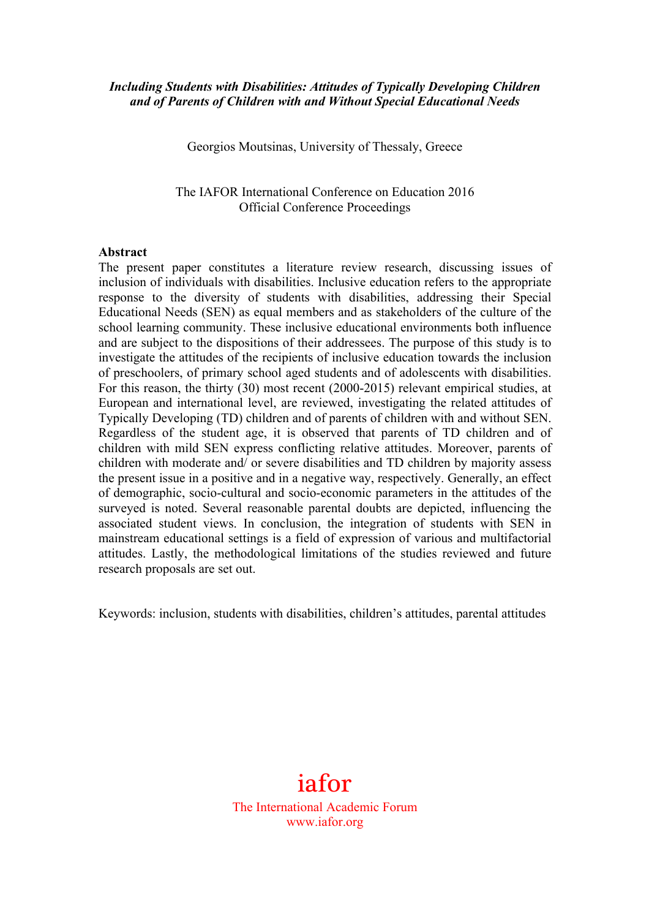***Including Students with Disabilities: Attitudes of Typically Developing Children and of Parents of Children with and Without Special Educational Needs***

Georgios Moutsinas, University of Thessaly, Greece

The IAFOR International Conference on Education 2016
Official Conference Proceedings

**Abstract**

The present paper constitutes a literature review research, discussing issues of inclusion of individuals with disabilities. Inclusive education refers to the appropriate response to the diversity of students with disabilities, addressing their Special Educational Needs (SEN) as equal members and as stakeholders of the culture of the school learning community. These inclusive educational environments both influence and are subject to the dispositions of their addressees. The purpose of this study is to investigate the attitudes of the recipients of inclusive education towards the inclusion of preschoolers, of primary school aged students and of adolescents with disabilities. For this reason, the thirty (30) most recent (2000-2015) relevant empirical studies, at European and international level, are reviewed, investigating the related attitudes of Typically Developing (TD) children and of parents of children with and without SEN. Regardless of the student age, it is observed that parents of TD children and of children with mild SEN express conflicting relative attitudes. Moreover, parents of children with moderate and/ or severe disabilities and TD children by majority assess the present issue in a positive and in a negative way, respectively. Generally, an effect of demographic, socio-cultural and socio-economic parameters in the attitudes of the surveyed is noted. Several reasonable parental doubts are depicted, influencing the associated student views. In conclusion, the integration of students with SEN in mainstream educational settings is a field of expression of various and multifactorial attitudes. Lastly, the methodological limitations of the studies reviewed and future research proposals are set out.

Keywords: inclusion, students with disabilities, children's attitudes, parental attitudes

iafor
The International Academic Forum
www.iafor.org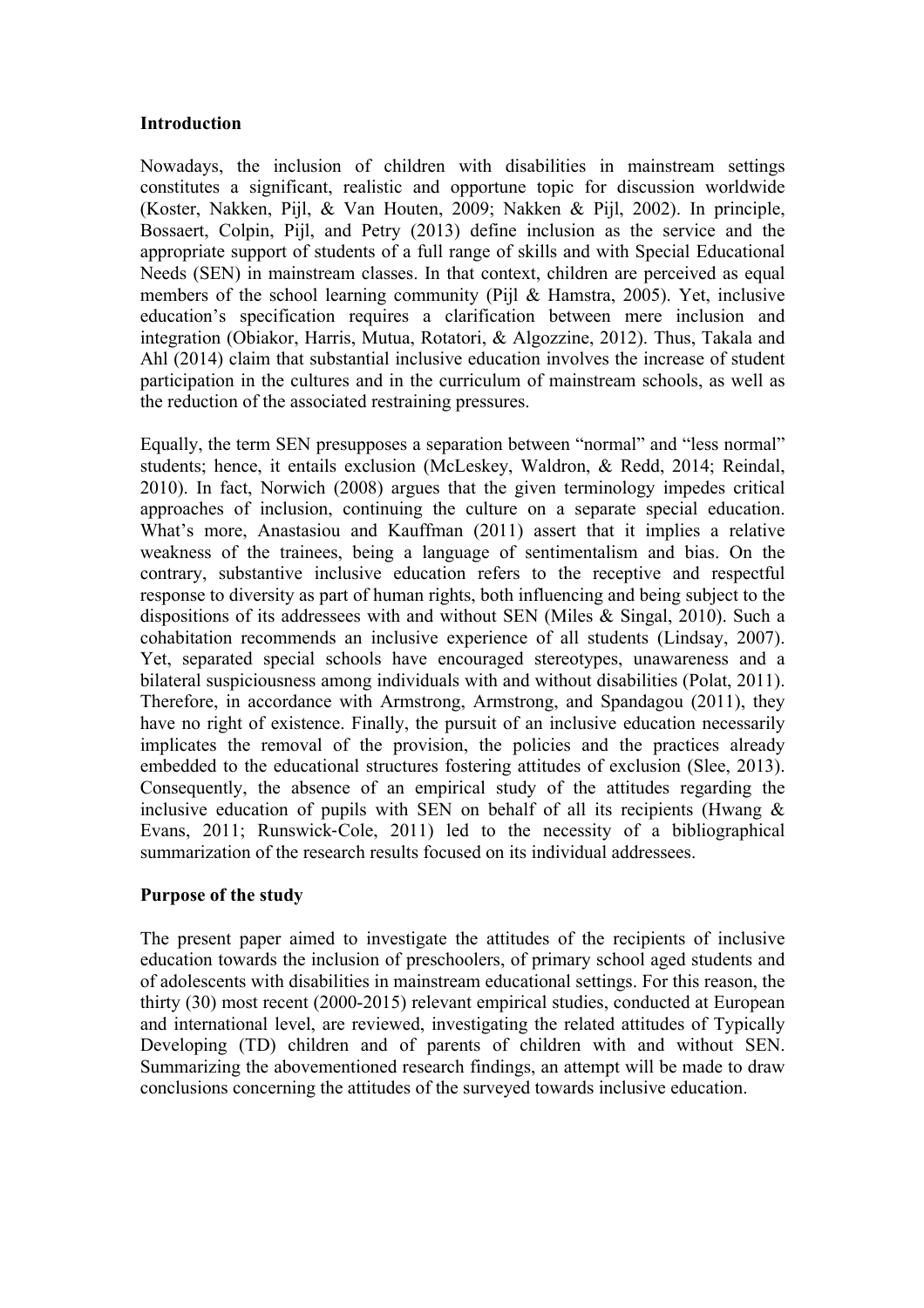**Introduction**

Nowadays, the inclusion of children with disabilities in mainstream settings constitutes a significant, realistic and opportune topic for discussion worldwide (Koster, Nakken, Pijl, & Van Houten, 2009; Nakken & Pijl, 2002). In principle, Bossaert, Colpin, Pijl, and Petry (2013) define inclusion as the service and the appropriate support of students of a full range of skills and with Special Educational Needs (SEN) in mainstream classes. In that context, children are perceived as equal members of the school learning community (Pijl & Hamstra, 2005). Yet, inclusive education's specification requires a clarification between mere inclusion and integration (Obiakor, Harris, Mutua, Rotatori, & Algozzine, 2012). Thus, Takala and Ahl (2014) claim that substantial inclusive education involves the increase of student participation in the cultures and in the curriculum of mainstream schools, as well as the reduction of the associated restraining pressures.

Equally, the term SEN presupposes a separation between "normal" and "less normal" students; hence, it entails exclusion (McLeskey, Waldron, & Redd, 2014; Reindal, 2010). In fact, Norwich (2008) argues that the given terminology impedes critical approaches of inclusion, continuing the culture on a separate special education. What's more, Anastasiou and Kauffman (2011) assert that it implies a relative weakness of the trainees, being a language of sentimentalism and bias. On the contrary, substantive inclusive education refers to the receptive and respectful response to diversity as part of human rights, both influencing and being subject to the dispositions of its addressees with and without SEN (Miles & Singal, 2010). Such a cohabitation recommends an inclusive experience of all students (Lindsay, 2007). Yet, separated special schools have encouraged stereotypes, unawareness and a bilateral suspiciousness among individuals with and without disabilities (Polat, 2011). Therefore, in accordance with Armstrong, Armstrong, and Spandagou (2011), they have no right of existence. Finally, the pursuit of an inclusive education necessarily implicates the removal of the provision, the policies and the practices already embedded to the educational structures fostering attitudes of exclusion (Slee, 2013). Consequently, the absence of an empirical study of the attitudes regarding the inclusive education of pupils with SEN on behalf of all its recipients (Hwang & Evans, 2011; Runswick-Cole, 2011) led to the necessity of a bibliographical summarization of the research results focused on its individual addressees.

**Purpose of the study**

The present paper aimed to investigate the attitudes of the recipients of inclusive education towards the inclusion of preschoolers, of primary school aged students and of adolescents with disabilities in mainstream educational settings. For this reason, the thirty (30) most recent (2000-2015) relevant empirical studies, conducted at European and international level, are reviewed, investigating the related attitudes of Typically Developing (TD) children and of parents of children with and without SEN. Summarizing the abovementioned research findings, an attempt will be made to draw conclusions concerning the attitudes of the surveyed towards inclusive education.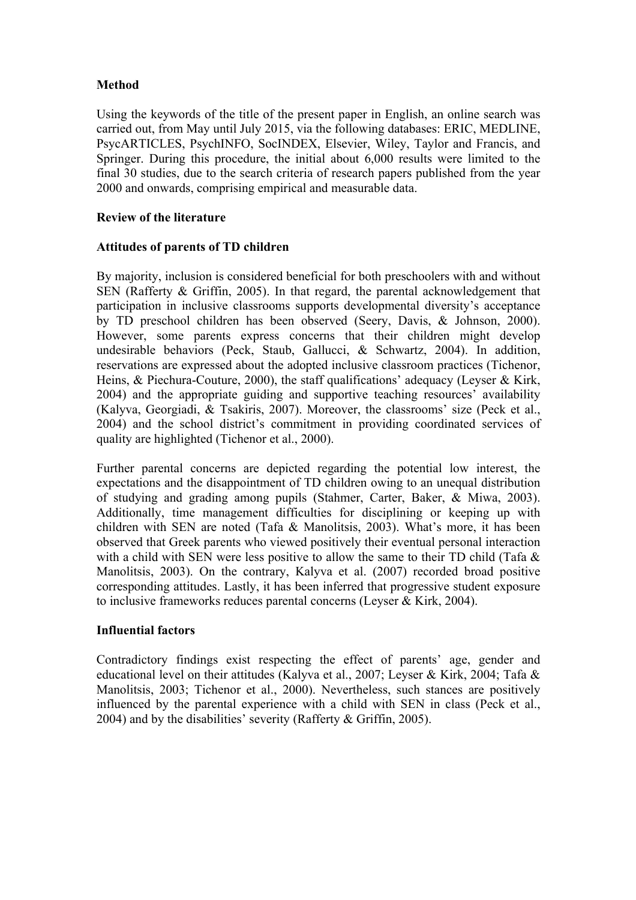## Method

Using the keywords of the title of the present paper in English, an online search was carried out, from May until July 2015, via the following databases: ERIC, MEDLINE, PsycARTICLES, PsychINFO, SocINDEX, Elsevier, Wiley, Taylor and Francis, and Springer. During this procedure, the initial about 6,000 results were limited to the final 30 studies, due to the search criteria of research papers published from the year 2000 and onwards, comprising empirical and measurable data.

## Review of the literature

### Attitudes of parents of TD children

By majority, inclusion is considered beneficial for both preschoolers with and without SEN (Rafferty & Griffin, 2005). In that regard, the parental acknowledgement that participation in inclusive classrooms supports developmental diversity's acceptance by TD preschool children has been observed (Seery, Davis, & Johnson, 2000). However, some parents express concerns that their children might develop undesirable behaviors (Peck, Staub, Gallucci, & Schwartz, 2004). In addition, reservations are expressed about the adopted inclusive classroom practices (Tichenor, Heins, & Piechura-Couture, 2000), the staff qualifications' adequacy (Leyser & Kirk, 2004) and the appropriate guiding and supportive teaching resources' availability (Kalyva, Georgiadi, & Tsakiris, 2007). Moreover, the classrooms' size (Peck et al., 2004) and the school district's commitment in providing coordinated services of quality are highlighted (Tichenor et al., 2000).

Further parental concerns are depicted regarding the potential low interest, the expectations and the disappointment of TD children owing to an unequal distribution of studying and grading among pupils (Stahmer, Carter, Baker, & Miwa, 2003). Additionally, time management difficulties for disciplining or keeping up with children with SEN are noted (Tafa & Manolitsis, 2003). What's more, it has been observed that Greek parents who viewed positively their eventual personal interaction with a child with SEN were less positive to allow the same to their TD child (Tafa & Manolitsis, 2003). On the contrary, Kalyva et al. (2007) recorded broad positive corresponding attitudes. Lastly, it has been inferred that progressive student exposure to inclusive frameworks reduces parental concerns (Leyser & Kirk, 2004).

### Influential factors

Contradictory findings exist respecting the effect of parents' age, gender and educational level on their attitudes (Kalyva et al., 2007; Leyser & Kirk, 2004; Tafa & Manolitsis, 2003; Tichenor et al., 2000). Nevertheless, such stances are positively influenced by the parental experience with a child with SEN in class (Peck et al., 2004) and by the disabilities' severity (Rafferty & Griffin, 2005).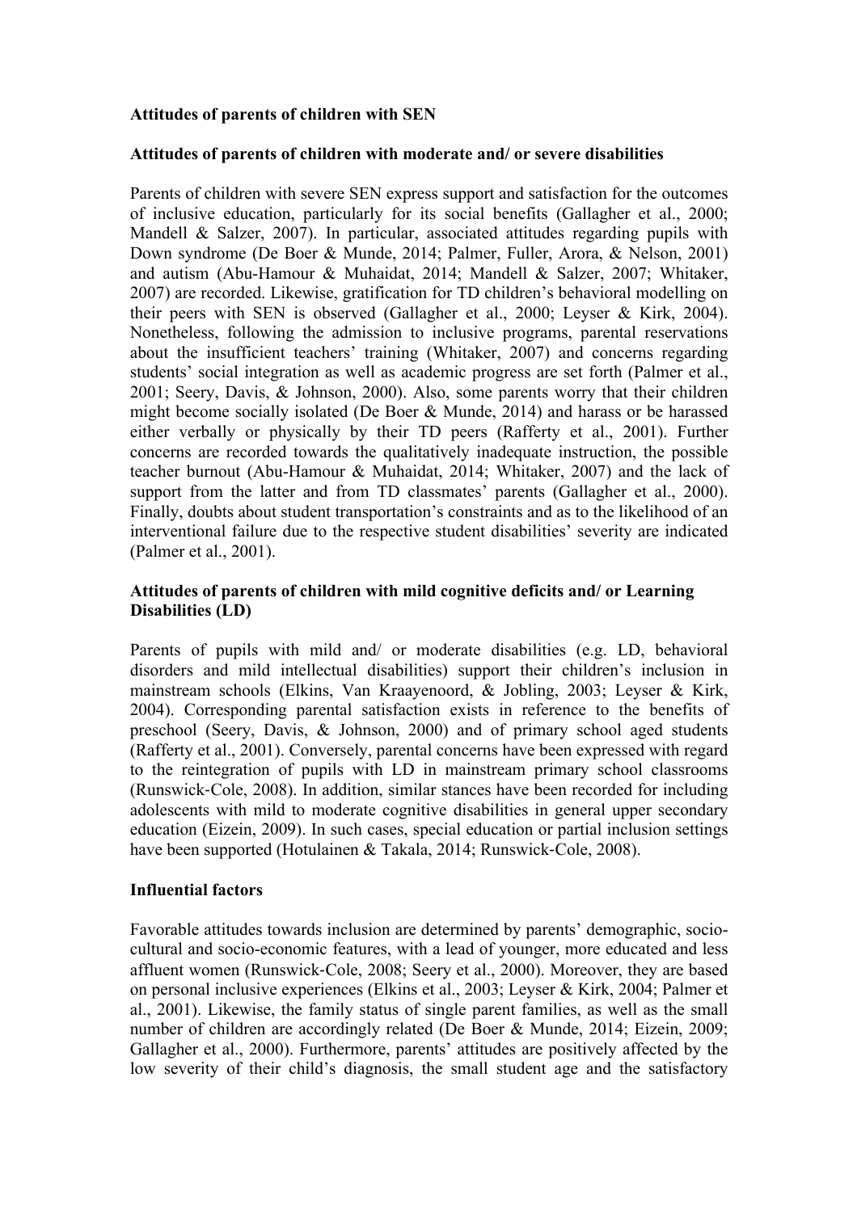**Attitudes of parents of children with SEN**

**Attitudes of parents of children with moderate and/ or severe disabilities**

Parents of children with severe SEN express support and satisfaction for the outcomes of inclusive education, particularly for its social benefits (Gallagher et al., 2000; Mandell & Salzer, 2007). In particular, associated attitudes regarding pupils with Down syndrome (De Boer & Munde, 2014; Palmer, Fuller, Arora, & Nelson, 2001) and autism (Abu-Hamour & Muhaidat, 2014; Mandell & Salzer, 2007; Whitaker, 2007) are recorded. Likewise, gratification for TD children's behavioral modelling on their peers with SEN is observed (Gallagher et al., 2000; Leyser & Kirk, 2004). Nonetheless, following the admission to inclusive programs, parental reservations about the insufficient teachers' training (Whitaker, 2007) and concerns regarding students' social integration as well as academic progress are set forth (Palmer et al., 2001; Seery, Davis, & Johnson, 2000). Also, some parents worry that their children might become socially isolated (De Boer & Munde, 2014) and harass or be harassed either verbally or physically by their TD peers (Rafferty et al., 2001). Further concerns are recorded towards the qualitatively inadequate instruction, the possible teacher burnout (Abu-Hamour & Muhaidat, 2014; Whitaker, 2007) and the lack of support from the latter and from TD classmates' parents (Gallagher et al., 2000). Finally, doubts about student transportation's constraints and as to the likelihood of an interventional failure due to the respective student disabilities' severity are indicated (Palmer et al., 2001).

**Attitudes of parents of children with mild cognitive deficits and/ or Learning Disabilities (LD)**

Parents of pupils with mild and/ or moderate disabilities (e.g. LD, behavioral disorders and mild intellectual disabilities) support their children's inclusion in mainstream schools (Elkins, Van Kraayenoord, & Jobling, 2003; Leyser & Kirk, 2004). Corresponding parental satisfaction exists in reference to the benefits of preschool (Seery, Davis, & Johnson, 2000) and of primary school aged students (Rafferty et al., 2001). Conversely, parental concerns have been expressed with regard to the reintegration of pupils with LD in mainstream primary school classrooms (Runswick-Cole, 2008). In addition, similar stances have been recorded for including adolescents with mild to moderate cognitive disabilities in general upper secondary education (Eizein, 2009). In such cases, special education or partial inclusion settings have been supported (Hotulainen & Takala, 2014; Runswick-Cole, 2008).

**Influential factors**

Favorable attitudes towards inclusion are determined by parents' demographic, socio-cultural and socio-economic features, with a lead of younger, more educated and less affluent women (Runswick-Cole, 2008; Seery et al., 2000). Moreover, they are based on personal inclusive experiences (Elkins et al., 2003; Leyser & Kirk, 2004; Palmer et al., 2001). Likewise, the family status of single parent families, as well as the small number of children are accordingly related (De Boer & Munde, 2014; Eizein, 2009; Gallagher et al., 2000). Furthermore, parents' attitudes are positively affected by the low severity of their child's diagnosis, the small student age and the satisfactory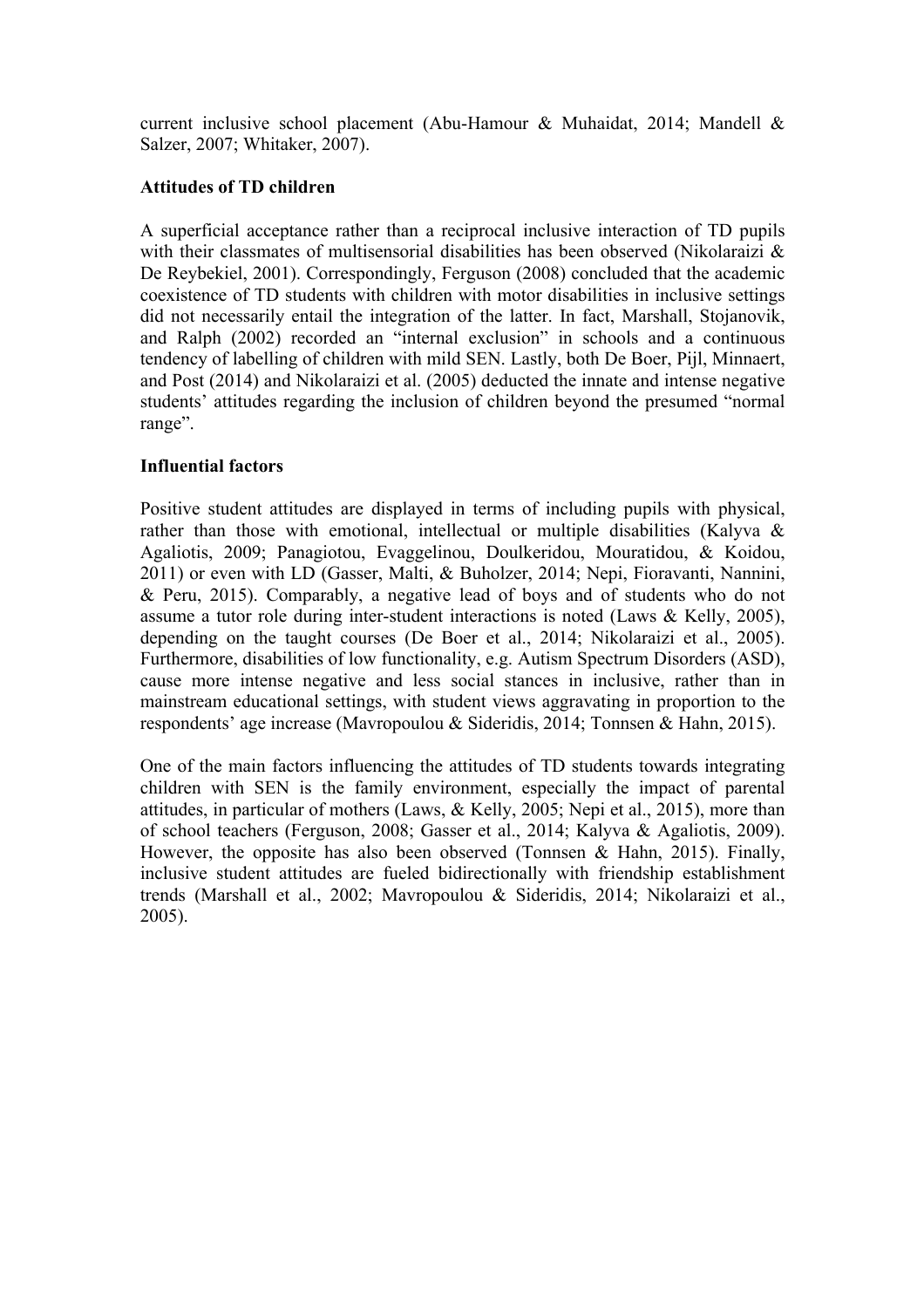current inclusive school placement (Abu-Hamour & Muhaidat, 2014; Mandell & Salzer, 2007; Whitaker, 2007).

**Attitudes of TD children**

A superficial acceptance rather than a reciprocal inclusive interaction of TD pupils with their classmates of multisensorial disabilities has been observed (Nikolaraizi & De Reybekiel, 2001). Correspondingly, Ferguson (2008) concluded that the academic coexistence of TD students with children with motor disabilities in inclusive settings did not necessarily entail the integration of the latter. In fact, Marshall, Stojanovik, and Ralph (2002) recorded an "internal exclusion" in schools and a continuous tendency of labelling of children with mild SEN. Lastly, both De Boer, Pijl, Minnaert, and Post (2014) and Nikolaraizi et al. (2005) deducted the innate and intense negative students' attitudes regarding the inclusion of children beyond the presumed "normal range".

**Influential factors**

Positive student attitudes are displayed in terms of including pupils with physical, rather than those with emotional, intellectual or multiple disabilities (Kalyva & Agaliotis, 2009; Panagiotou, Evaggelinou, Doulkeridou, Mouratidou, & Koidou, 2011) or even with LD (Gasser, Malti, & Buholzer, 2014; Nepi, Fioravanti, Nannini, & Peru, 2015). Comparably, a negative lead of boys and of students who do not assume a tutor role during inter-student interactions is noted (Laws & Kelly, 2005), depending on the taught courses (De Boer et al., 2014; Nikolaraizi et al., 2005). Furthermore, disabilities of low functionality, e.g. Autism Spectrum Disorders (ASD), cause more intense negative and less social stances in inclusive, rather than in mainstream educational settings, with student views aggravating in proportion to the respondents' age increase (Mavropoulou & Sideridis, 2014; Tonnsen & Hahn, 2015).

One of the main factors influencing the attitudes of TD students towards integrating children with SEN is the family environment, especially the impact of parental attitudes, in particular of mothers (Laws, & Kelly, 2005; Nepi et al., 2015), more than of school teachers (Ferguson, 2008; Gasser et al., 2014; Kalyva & Agaliotis, 2009). However, the opposite has also been observed (Tonnsen & Hahn, 2015). Finally, inclusive student attitudes are fueled bidirectionally with friendship establishment trends (Marshall et al., 2002; Mavropoulou & Sideridis, 2014; Nikolaraizi et al., 2005).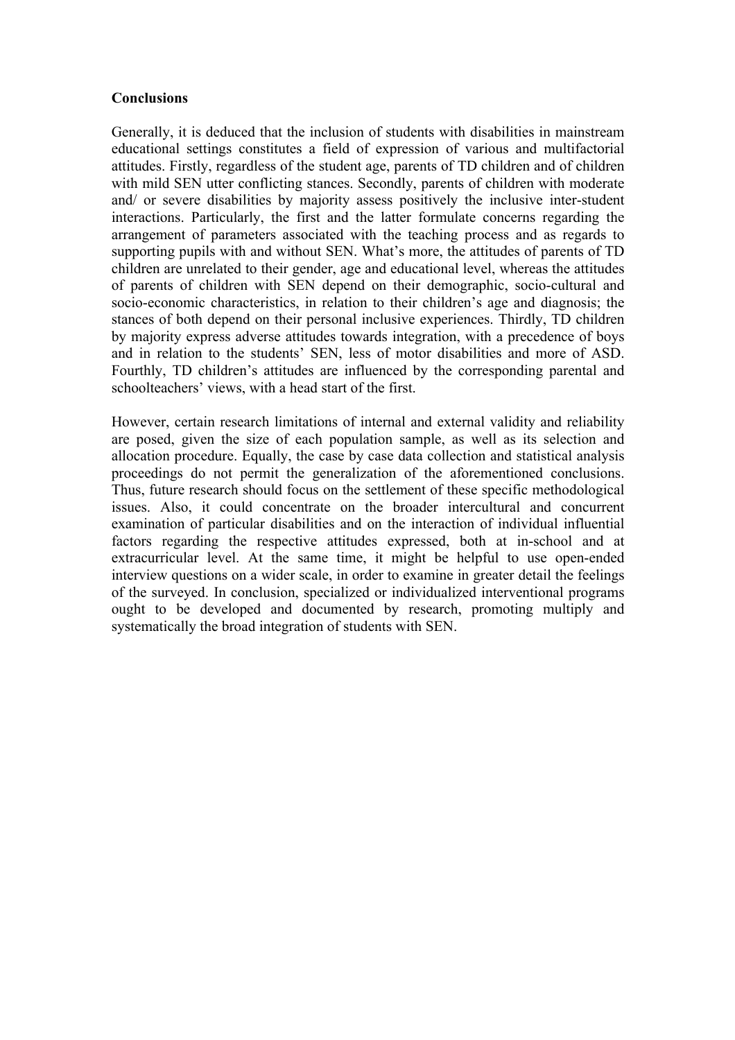## Conclusions

Generally, it is deduced that the inclusion of students with disabilities in mainstream educational settings constitutes a field of expression of various and multifactorial attitudes. Firstly, regardless of the student age, parents of TD children and of children with mild SEN utter conflicting stances. Secondly, parents of children with moderate and/ or severe disabilities by majority assess positively the inclusive inter-student interactions. Particularly, the first and the latter formulate concerns regarding the arrangement of parameters associated with the teaching process and as regards to supporting pupils with and without SEN. What's more, the attitudes of parents of TD children are unrelated to their gender, age and educational level, whereas the attitudes of parents of children with SEN depend on their demographic, socio-cultural and socio-economic characteristics, in relation to their children's age and diagnosis; the stances of both depend on their personal inclusive experiences. Thirdly, TD children by majority express adverse attitudes towards integration, with a precedence of boys and in relation to the students' SEN, less of motor disabilities and more of ASD. Fourthly, TD children's attitudes are influenced by the corresponding parental and schoolteachers' views, with a head start of the first.

However, certain research limitations of internal and external validity and reliability are posed, given the size of each population sample, as well as its selection and allocation procedure. Equally, the case by case data collection and statistical analysis proceedings do not permit the generalization of the aforementioned conclusions. Thus, future research should focus on the settlement of these specific methodological issues. Also, it could concentrate on the broader intercultural and concurrent examination of particular disabilities and on the interaction of individual influential factors regarding the respective attitudes expressed, both at in-school and at extracurricular level. At the same time, it might be helpful to use open-ended interview questions on a wider scale, in order to examine in greater detail the feelings of the surveyed. In conclusion, specialized or individualized interventional programs ought to be developed and documented by research, promoting multiply and systematically the broad integration of students with SEN.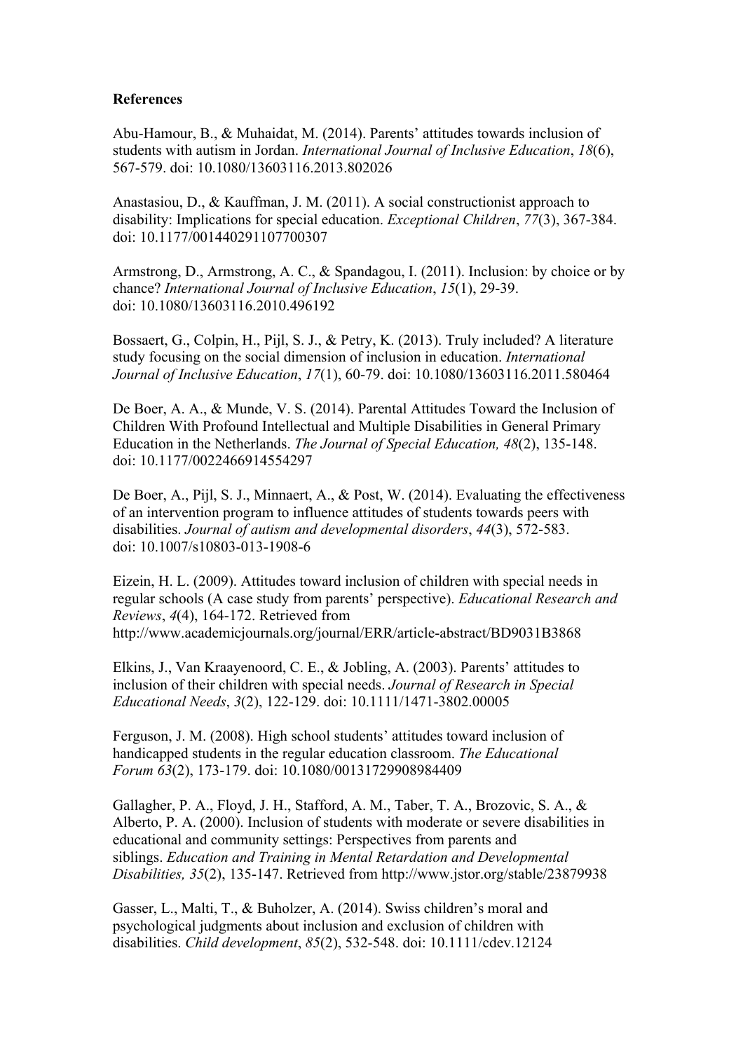**References**

Abu-Hamour, B., & Muhaidat, M. (2014). Parents' attitudes towards inclusion of students with autism in Jordan. *International Journal of Inclusive Education*, *18*(6), 567-579. doi: 10.1080/13603116.2013.802026

Anastasiou, D., & Kauffman, J. M. (2011). A social constructionist approach to disability: Implications for special education. *Exceptional Children*, *77*(3), 367-384. doi: 10.1177/001440291107700307

Armstrong, D., Armstrong, A. C., & Spandagou, I. (2011). Inclusion: by choice or by chance? *International Journal of Inclusive Education*, *15*(1), 29-39. doi: 10.1080/13603116.2010.496192

Bossaert, G., Colpin, H., Pijl, S. J., & Petry, K. (2013). Truly included? A literature study focusing on the social dimension of inclusion in education. *International Journal of Inclusive Education*, *17*(1), 60-79. doi: 10.1080/13603116.2011.580464

De Boer, A. A., & Munde, V. S. (2014). Parental Attitudes Toward the Inclusion of Children With Profound Intellectual and Multiple Disabilities in General Primary Education in the Netherlands. *The Journal of Special Education, 48*(2), 135-148. doi: 10.1177/0022466914554297

De Boer, A., Pijl, S. J., Minnaert, A., & Post, W. (2014). Evaluating the effectiveness of an intervention program to influence attitudes of students towards peers with disabilities. *Journal of autism and developmental disorders*, *44*(3), 572-583. doi: 10.1007/s10803-013-1908-6

Eizein, H. L. (2009). Attitudes toward inclusion of children with special needs in regular schools (A case study from parents' perspective). *Educational Research and Reviews*, *4*(4), 164-172. Retrieved from http://www.academicjournals.org/journal/ERR/article-abstract/BD9031B3868

Elkins, J., Van Kraayenoord, C. E., & Jobling, A. (2003). Parents' attitudes to inclusion of their children with special needs. *Journal of Research in Special Educational Needs*, *3*(2), 122-129. doi: 10.1111/1471-3802.00005

Ferguson, J. M. (2008). High school students' attitudes toward inclusion of handicapped students in the regular education classroom. *The Educational Forum 63*(2), 173-179. doi: 10.1080/00131729908984409

Gallagher, P. A., Floyd, J. H., Stafford, A. M., Taber, T. A., Brozovic, S. A., & Alberto, P. A. (2000). Inclusion of students with moderate or severe disabilities in educational and community settings: Perspectives from parents and siblings. *Education and Training in Mental Retardation and Developmental Disabilities, 35*(2), 135-147. Retrieved from http://www.jstor.org/stable/23879938

Gasser, L., Malti, T., & Buholzer, A. (2014). Swiss children's moral and psychological judgments about inclusion and exclusion of children with disabilities. *Child development*, *85*(2), 532-548. doi: 10.1111/cdev.12124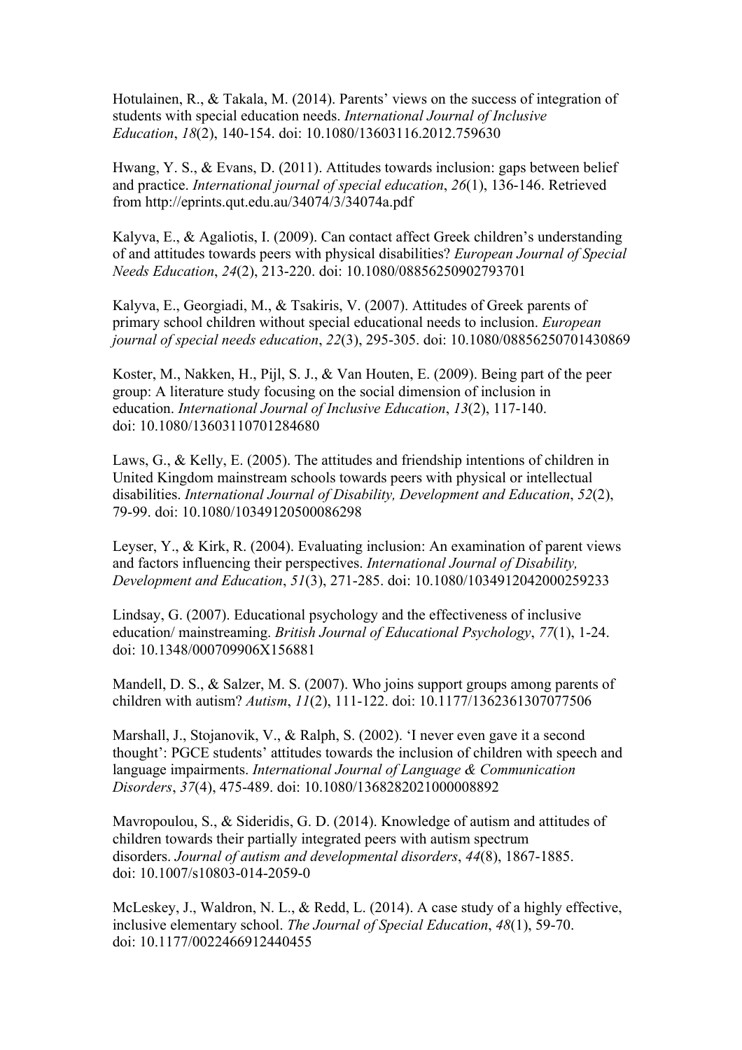Hotulainen, R., & Takala, M. (2014). Parents' views on the success of integration of students with special education needs. *International Journal of Inclusive Education*, *18*(2), 140-154. doi: 10.1080/13603116.2012.759630

Hwang, Y. S., & Evans, D. (2011). Attitudes towards inclusion: gaps between belief and practice. *International journal of special education*, *26*(1), 136-146. Retrieved from http://eprints.qut.edu.au/34074/3/34074a.pdf

Kalyva, E., & Agaliotis, I. (2009). Can contact affect Greek children's understanding of and attitudes towards peers with physical disabilities? *European Journal of Special Needs Education*, *24*(2), 213-220. doi: 10.1080/08856250902793701

Kalyva, E., Georgiadi, M., & Tsakiris, V. (2007). Attitudes of Greek parents of primary school children without special educational needs to inclusion. *European journal of special needs education*, *22*(3), 295-305. doi: 10.1080/08856250701430869

Koster, M., Nakken, H., Pijl, S. J., & Van Houten, E. (2009). Being part of the peer group: A literature study focusing on the social dimension of inclusion in education. *International Journal of Inclusive Education*, *13*(2), 117-140. doi: 10.1080/13603110701284680

Laws, G., & Kelly, E. (2005). The attitudes and friendship intentions of children in United Kingdom mainstream schools towards peers with physical or intellectual disabilities. *International Journal of Disability, Development and Education*, *52*(2), 79-99. doi: 10.1080/10349120500086298

Leyser, Y., & Kirk, R. (2004). Evaluating inclusion: An examination of parent views and factors influencing their perspectives. *International Journal of Disability, Development and Education*, *51*(3), 271-285. doi: 10.1080/1034912042000259233

Lindsay, G. (2007). Educational psychology and the effectiveness of inclusive education/ mainstreaming. *British Journal of Educational Psychology*, *77*(1), 1-24. doi: 10.1348/000709906X156881

Mandell, D. S., & Salzer, M. S. (2007). Who joins support groups among parents of children with autism? *Autism*, *11*(2), 111-122. doi: 10.1177/1362361307077506

Marshall, J., Stojanovik, V., & Ralph, S. (2002). 'I never even gave it a second thought': PGCE students' attitudes towards the inclusion of children with speech and language impairments. *International Journal of Language & Communication Disorders*, *37*(4), 475-489. doi: 10.1080/1368282021000008892

Mavropoulou, S., & Sideridis, G. D. (2014). Knowledge of autism and attitudes of children towards their partially integrated peers with autism spectrum disorders. *Journal of autism and developmental disorders*, *44*(8), 1867-1885. doi: 10.1007/s10803-014-2059-0

McLeskey, J., Waldron, N. L., & Redd, L. (2014). A case study of a highly effective, inclusive elementary school. *The Journal of Special Education*, *48*(1), 59-70. doi: 10.1177/0022466912440455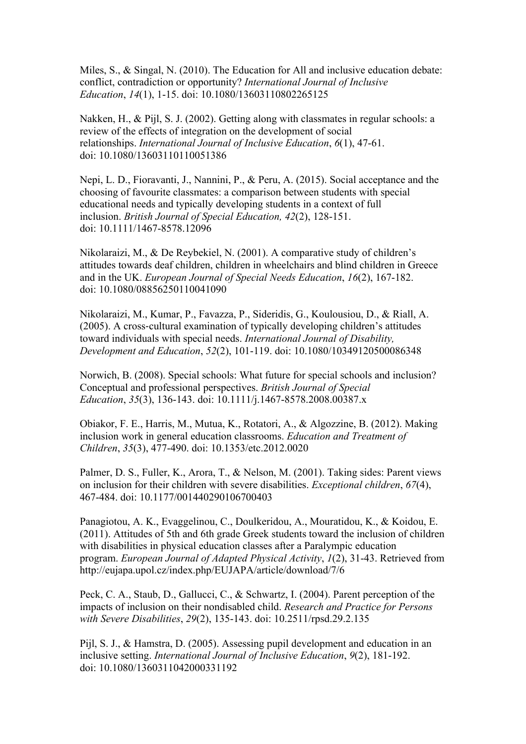Miles, S., & Singal, N. (2010). The Education for All and inclusive education debate: conflict, contradiction or opportunity? *International Journal of Inclusive Education*, *14*(1), 1-15. doi: 10.1080/13603110802265125

Nakken, H., & Pijl, S. J. (2002). Getting along with classmates in regular schools: a review of the effects of integration on the development of social relationships. *International Journal of Inclusive Education*, *6*(1), 47-61. doi: 10.1080/13603110110051386

Nepi, L. D., Fioravanti, J., Nannini, P., & Peru, A. (2015). Social acceptance and the choosing of favourite classmates: a comparison between students with special educational needs and typically developing students in a context of full inclusion. *British Journal of Special Education, 42*(2), 128-151. doi: 10.1111/1467-8578.12096

Nikolaraizi, M., & De Reybekiel, N. (2001). A comparative study of children's attitudes towards deaf children, children in wheelchairs and blind children in Greece and in the UK. *European Journal of Special Needs Education*, *16*(2), 167-182. doi: 10.1080/08856250110041090

Nikolaraizi, M., Kumar, P., Favazza, P., Sideridis, G., Koulousiou, D., & Riall, A. (2005). A cross-cultural examination of typically developing children's attitudes toward individuals with special needs. *International Journal of Disability, Development and Education*, *52*(2), 101-119. doi: 10.1080/10349120500086348

Norwich, B. (2008). Special schools: What future for special schools and inclusion? Conceptual and professional perspectives. *British Journal of Special Education*, *35*(3), 136-143. doi: 10.1111/j.1467-8578.2008.00387.x

Obiakor, F. E., Harris, M., Mutua, K., Rotatori, A., & Algozzine, B. (2012). Making inclusion work in general education classrooms. *Education and Treatment of Children*, *35*(3), 477-490. doi: 10.1353/etc.2012.0020

Palmer, D. S., Fuller, K., Arora, T., & Nelson, M. (2001). Taking sides: Parent views on inclusion for their children with severe disabilities. *Exceptional children*, *67*(4), 467-484. doi: 10.1177/001440290106700403

Panagiotou, A. K., Evaggelinou, C., Doulkeridou, A., Mouratidou, K., & Koidou, E. (2011). Attitudes of 5th and 6th grade Greek students toward the inclusion of children with disabilities in physical education classes after a Paralympic education program. *European Journal of Adapted Physical Activity*, *1*(2), 31-43. Retrieved from http://eujapa.upol.cz/index.php/EUJAPA/article/download/7/6

Peck, C. A., Staub, D., Gallucci, C., & Schwartz, I. (2004). Parent perception of the impacts of inclusion on their nondisabled child. *Research and Practice for Persons with Severe Disabilities*, *29*(2), 135-143. doi: 10.2511/rpsd.29.2.135

Pijl, S. J., & Hamstra, D. (2005). Assessing pupil development and education in an inclusive setting. *International Journal of Inclusive Education*, *9*(2), 181-192. doi: 10.1080/1360311042000331192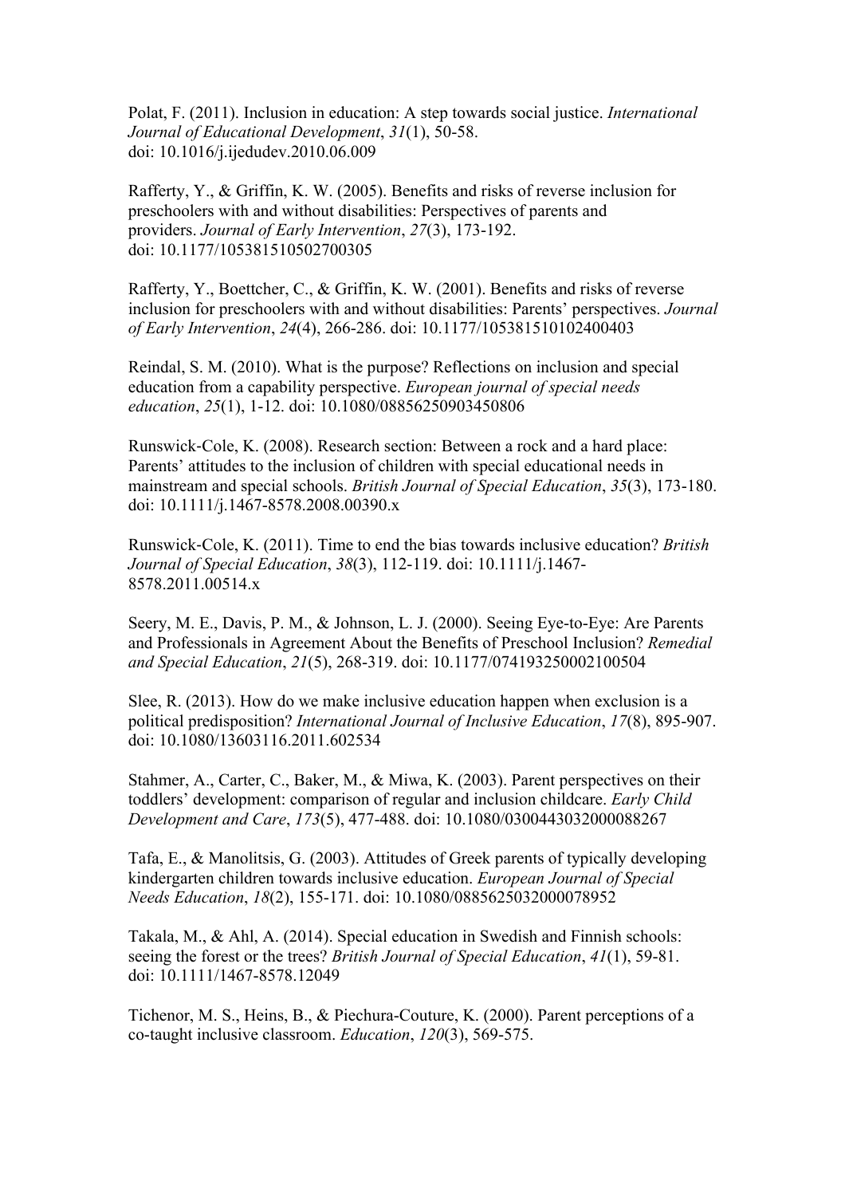Polat, F. (2011). Inclusion in education: A step towards social justice. *International Journal of Educational Development*, *31*(1), 50-58. doi: 10.1016/j.ijedudev.2010.06.009

Rafferty, Y., & Griffin, K. W. (2005). Benefits and risks of reverse inclusion for preschoolers with and without disabilities: Perspectives of parents and providers. *Journal of Early Intervention*, *27*(3), 173-192. doi: 10.1177/105381510502700305

Rafferty, Y., Boettcher, C., & Griffin, K. W. (2001). Benefits and risks of reverse inclusion for preschoolers with and without disabilities: Parents' perspectives. *Journal of Early Intervention*, *24*(4), 266-286. doi: 10.1177/105381510102400403

Reindal, S. M. (2010). What is the purpose? Reflections on inclusion and special education from a capability perspective. *European journal of special needs education*, *25*(1), 1-12. doi: 10.1080/08856250903450806

Runswick-Cole, K. (2008). Research section: Between a rock and a hard place: Parents' attitudes to the inclusion of children with special educational needs in mainstream and special schools. *British Journal of Special Education*, *35*(3), 173-180. doi: 10.1111/j.1467-8578.2008.00390.x

Runswick-Cole, K. (2011). Time to end the bias towards inclusive education? *British Journal of Special Education*, *38*(3), 112-119. doi: 10.1111/j.1467-8578.2011.00514.x

Seery, M. E., Davis, P. M., & Johnson, L. J. (2000). Seeing Eye-to-Eye: Are Parents and Professionals in Agreement About the Benefits of Preschool Inclusion? *Remedial and Special Education*, *21*(5), 268-319. doi: 10.1177/074193250002100504

Slee, R. (2013). How do we make inclusive education happen when exclusion is a political predisposition? *International Journal of Inclusive Education*, *17*(8), 895-907. doi: 10.1080/13603116.2011.602534

Stahmer, A., Carter, C., Baker, M., & Miwa, K. (2003). Parent perspectives on their toddlers' development: comparison of regular and inclusion childcare. *Early Child Development and Care*, *173*(5), 477-488. doi: 10.1080/0300443032000088267

Tafa, E., & Manolitsis, G. (2003). Attitudes of Greek parents of typically developing kindergarten children towards inclusive education. *European Journal of Special Needs Education*, *18*(2), 155-171. doi: 10.1080/0885625032000078952

Takala, M., & Ahl, A. (2014). Special education in Swedish and Finnish schools: seeing the forest or the trees? *British Journal of Special Education*, *41*(1), 59-81. doi: 10.1111/1467-8578.12049

Tichenor, M. S., Heins, B., & Piechura-Couture, K. (2000). Parent perceptions of a co-taught inclusive classroom. *Education*, *120*(3), 569-575.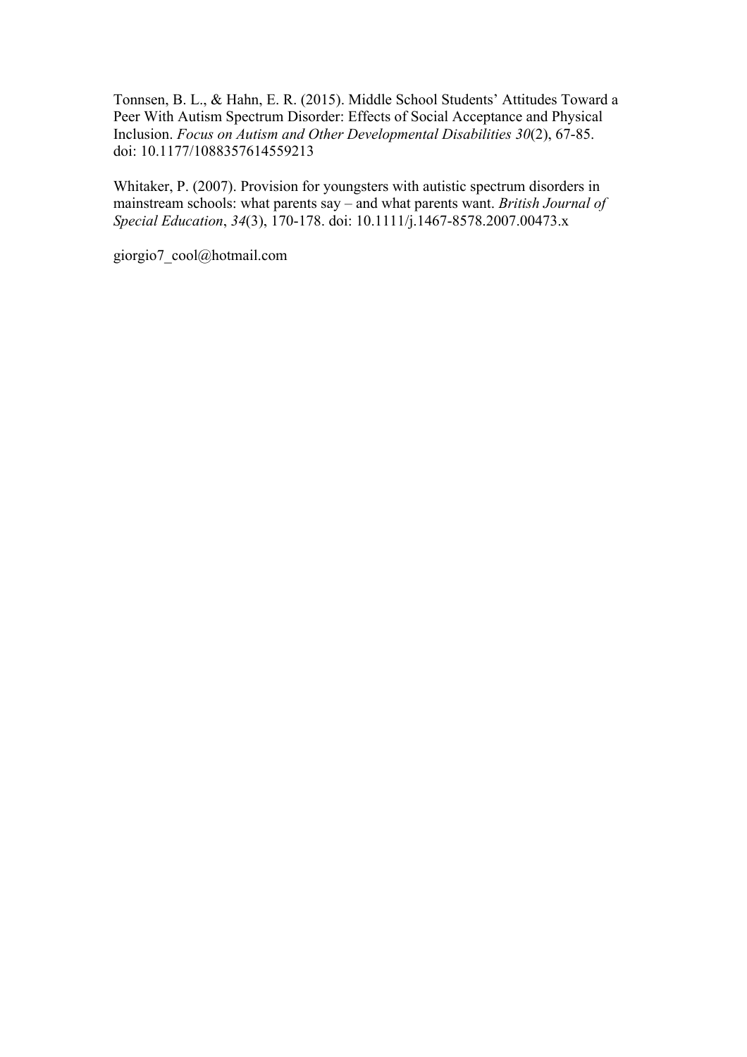Tonnsen, B. L., & Hahn, E. R. (2015). Middle School Students' Attitudes Toward a Peer With Autism Spectrum Disorder: Effects of Social Acceptance and Physical Inclusion. *Focus on Autism and Other Developmental Disabilities 30*(2), 67-85. doi: 10.1177/1088357614559213

Whitaker, P. (2007). Provision for youngsters with autistic spectrum disorders in mainstream schools: what parents say – and what parents want. *British Journal of Special Education*, *34*(3), 170-178. doi: 10.1111/j.1467-8578.2007.00473.x

giorgio7_cool@hotmail.com